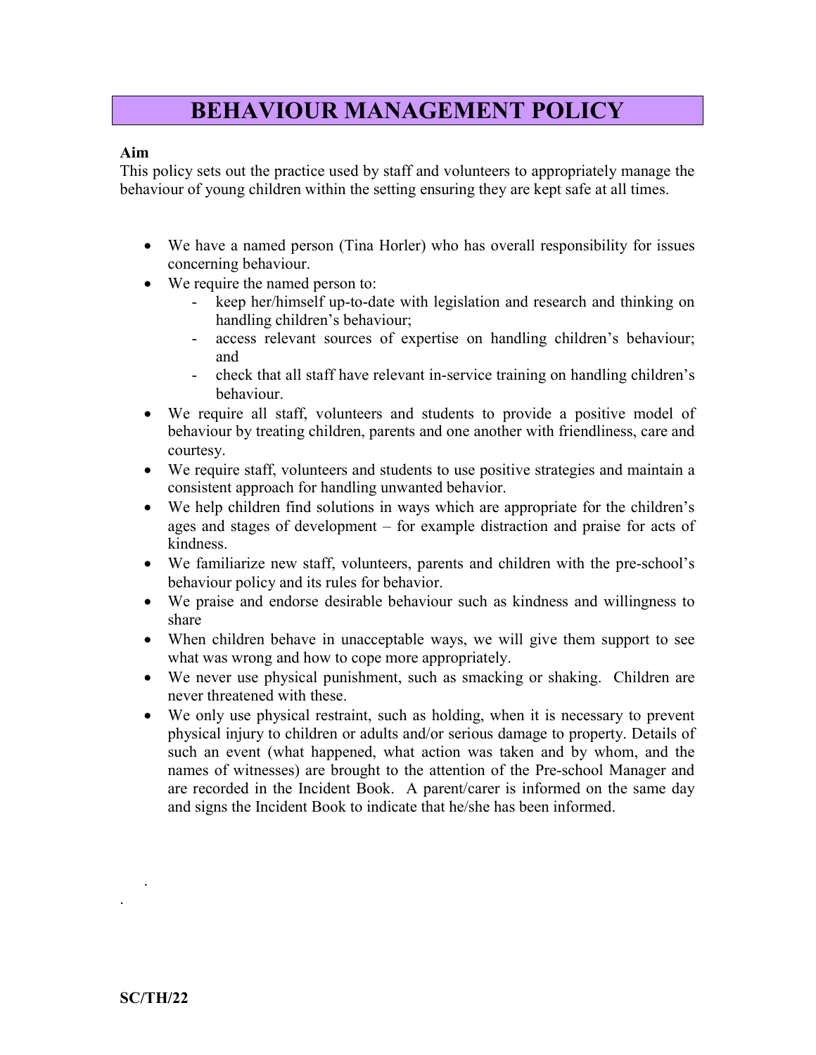# BEHAVIOUR MANAGEMENT POLICY

**Aim**

This policy sets out the practice used by staff and volunteers to appropriately manage the behaviour of young children within the setting ensuring they are kept safe at all times.

- We have a named person (Tina Horler) who has overall responsibility for issues concerning behaviour.
- We require the named person to:
  - keep her/himself up-to-date with legislation and research and thinking on handling children's behaviour;
  - access relevant sources of expertise on handling children's behaviour; and
  - check that all staff have relevant in-service training on handling children's behaviour.
- We require all staff, volunteers and students to provide a positive model of behaviour by treating children, parents and one another with friendliness, care and courtesy.
- We require staff, volunteers and students to use positive strategies and maintain a consistent approach for handling unwanted behavior.
- We help children find solutions in ways which are appropriate for the children's ages and stages of development – for example distraction and praise for acts of kindness.
- We familiarize new staff, volunteers, parents and children with the pre-school's behaviour policy and its rules for behavior.
- We praise and endorse desirable behaviour such as kindness and willingness to share
- When children behave in unacceptable ways, we will give them support to see what was wrong and how to cope more appropriately.
- We never use physical punishment, such as smacking or shaking. Children are never threatened with these.
- We only use physical restraint, such as holding, when it is necessary to prevent physical injury to children or adults and/or serious damage to property. Details of such an event (what happened, what action was taken and by whom, and the names of witnesses) are brought to the attention of the Pre-school Manager and are recorded in the Incident Book. A parent/carer is informed on the same day and signs the Incident Book to indicate that he/she has been informed.

.

.

**SC/TH/22**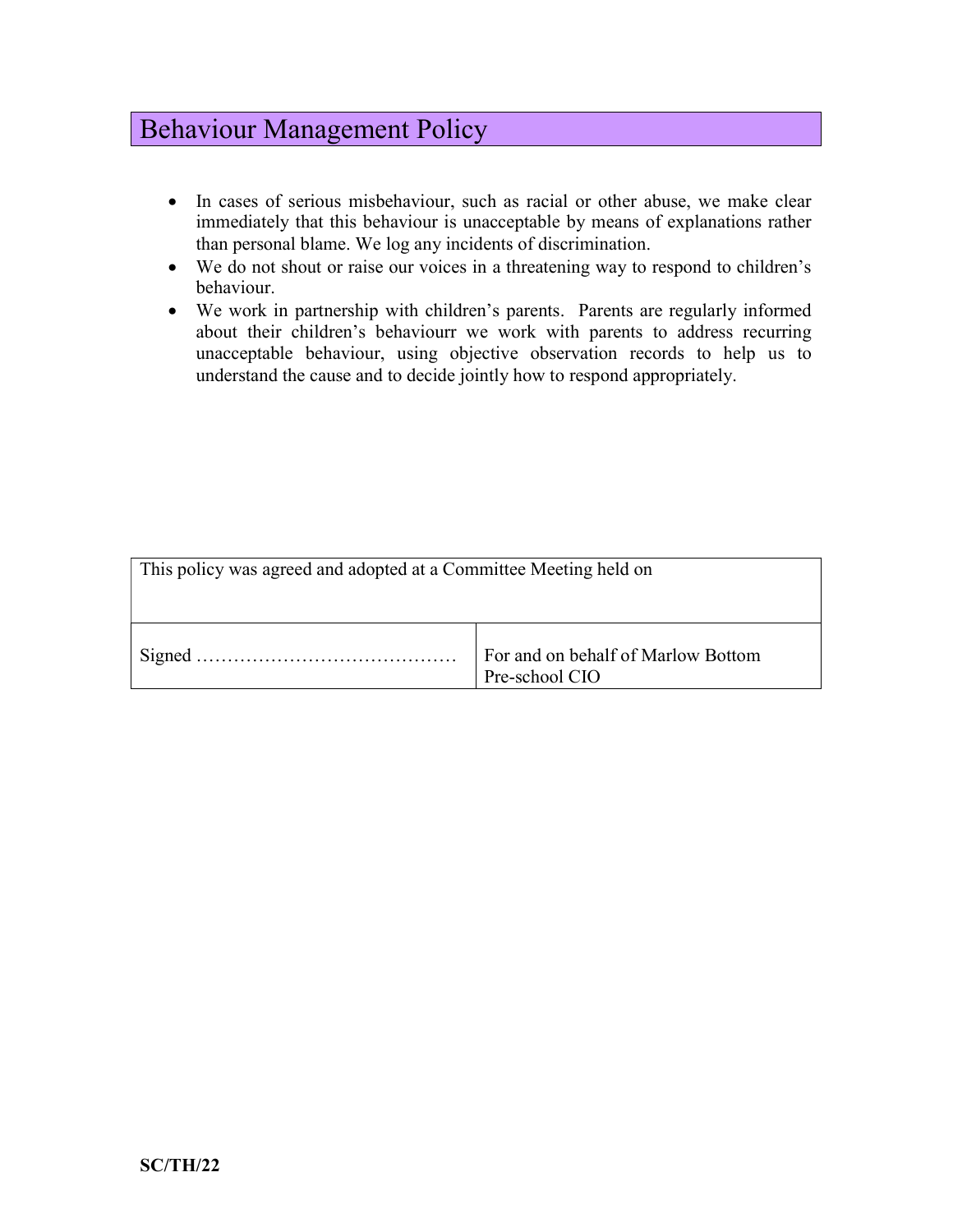- In cases of serious misbehaviour, such as racial or other abuse, we make clear immediately that this behaviour is unacceptable by means of explanations rather than personal blame. We log any incidents of discrimination.
- We do not shout or raise our voices in a threatening way to respond to children's behaviour.
- We work in partnership with children's parents. Parents are regularly informed about their children's behaviourr we work with parents to address recurring unacceptable behaviour, using objective observation records to help us to understand the cause and to decide jointly how to respond appropriately.

| | |
|---|---|
| This policy was agreed and adopted at a Committee Meeting held on | |
| Signed …………………………………… | For and on behalf of Marlow Bottom Pre-school CIO |